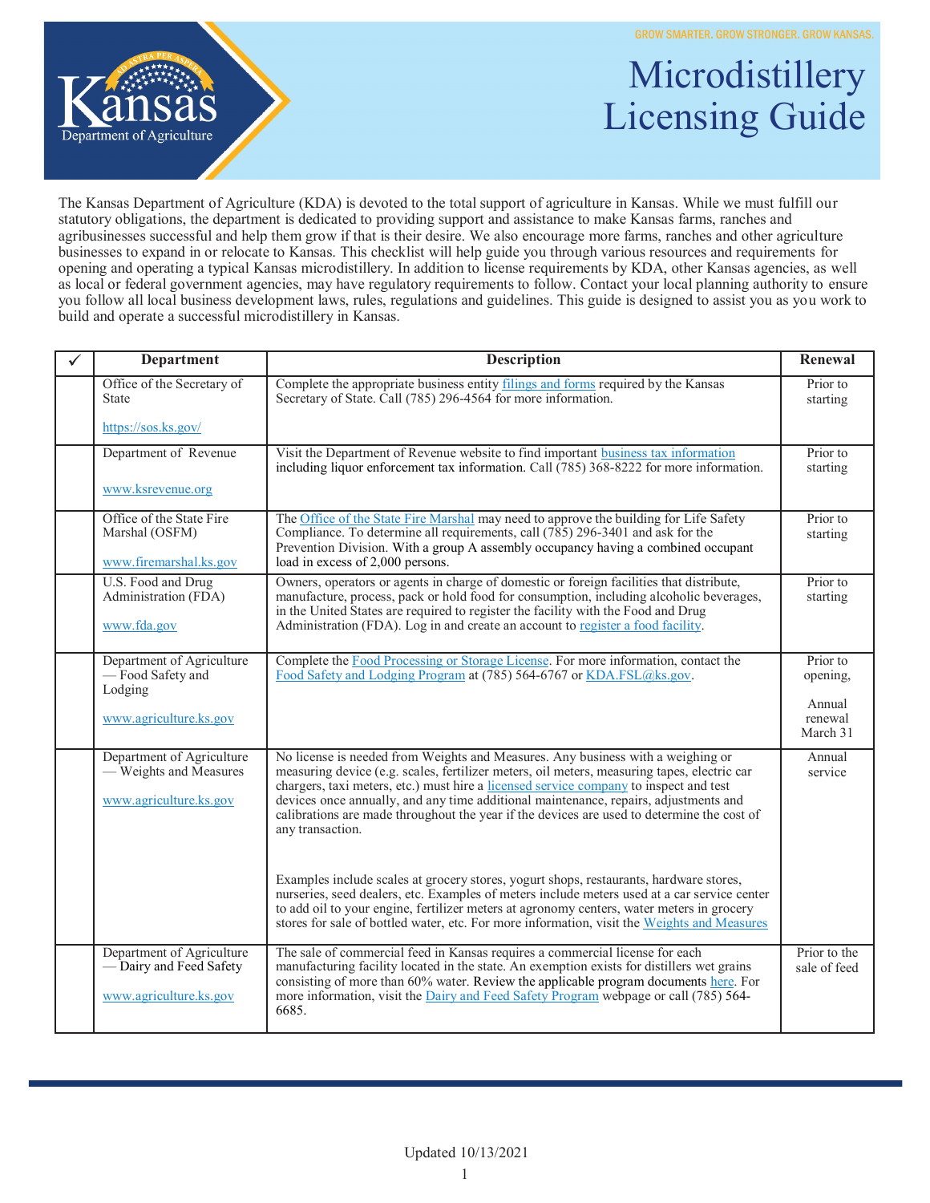GROW SMARTER. GROW STRONGER. GROW KANSAS.

# Microdistillery Licensing Guide

The Kansas Department of Agriculture (KDA) is devoted to the total support of agriculture in Kansas. While we must fulfill our statutory obligations, the department is dedicated to providing support and assistance to make Kansas farms, ranches and agribusinesses successful and help them grow if that is their desire. We also encourage more farms, ranches and other agriculture businesses to expand in or relocate to Kansas. This checklist will help guide you through various resources and requirements for opening and operating a typical Kansas microdistillery. In addition to license requirements by KDA, other Kansas agencies, as well as local or federal government agencies, may have regulatory requirements to follow. Contact your local planning authority to ensure you follow all local business development laws, rules, regulations and guidelines. This guide is designed to assist you as you work to build and operate a successful microdistillery in Kansas.

| ✓ | Department | Description | Renewal |
|---|---|---|---|
| | Office of the Secretary of State<br><br>https://sos.ks.gov/ | Complete the appropriate business entity filings and forms required by the Kansas Secretary of State. Call (785) 296-4564 for more information. | Prior to starting |
| | Department of Revenue<br><br>www.ksrevenue.org | Visit the Department of Revenue website to find important business tax information including liquor enforcement tax information. Call (785) 368-8222 for more information. | Prior to starting |
| | Office of the State Fire Marshal (OSFM)<br><br>www.firemarshal.ks.gov | The Office of the State Fire Marshal may need to approve the building for Life Safety Compliance. To determine all requirements, call (785) 296-3401 and ask for the Prevention Division. With a group A assembly occupancy having a combined occupant load in excess of 2,000 persons. | Prior to starting |
| | U.S. Food and Drug Administration (FDA)<br><br>www.fda.gov | Owners, operators or agents in charge of domestic or foreign facilities that distribute, manufacture, process, pack or hold food for consumption, including alcoholic beverages, in the United States are required to register the facility with the Food and Drug Administration (FDA). Log in and create an account to register a food facility. | Prior to starting |
| | Department of Agriculture — Food Safety and Lodging<br><br>www.agriculture.ks.gov | Complete the Food Processing or Storage License. For more information, contact the Food Safety and Lodging Program at (785) 564-6767 or KDA.FSL@ks.gov. | Prior to opening,<br><br>Annual renewal March 31 |
| | Department of Agriculture — Weights and Measures<br><br>www.agriculture.ks.gov | No license is needed from Weights and Measures. Any business with a weighing or measuring device (e.g. scales, fertilizer meters, oil meters, measuring tapes, electric car chargers, taxi meters, etc.) must hire a licensed service company to inspect and test devices once annually, and any time additional maintenance, repairs, adjustments and calibrations are made throughout the year if the devices are used to determine the cost of any transaction.<br><br>Examples include scales at grocery stores, yogurt shops, restaurants, hardware stores, nurseries, seed dealers, etc. Examples of meters include meters used at a car service center to add oil to your engine, fertilizer meters at agronomy centers, water meters in grocery stores for sale of bottled water, etc. For more information, visit the Weights and Measures | Annual service |
| | Department of Agriculture — Dairy and Feed Safety<br><br>www.agriculture.ks.gov | The sale of commercial feed in Kansas requires a commercial license for each manufacturing facility located in the state. An exemption exists for distillers wet grains consisting of more than 60% water. Review the applicable program documents here. For more information, visit the Dairy and Feed Safety Program webpage or call (785) 564-6685. | Prior to the sale of feed |

Updated 10/13/2021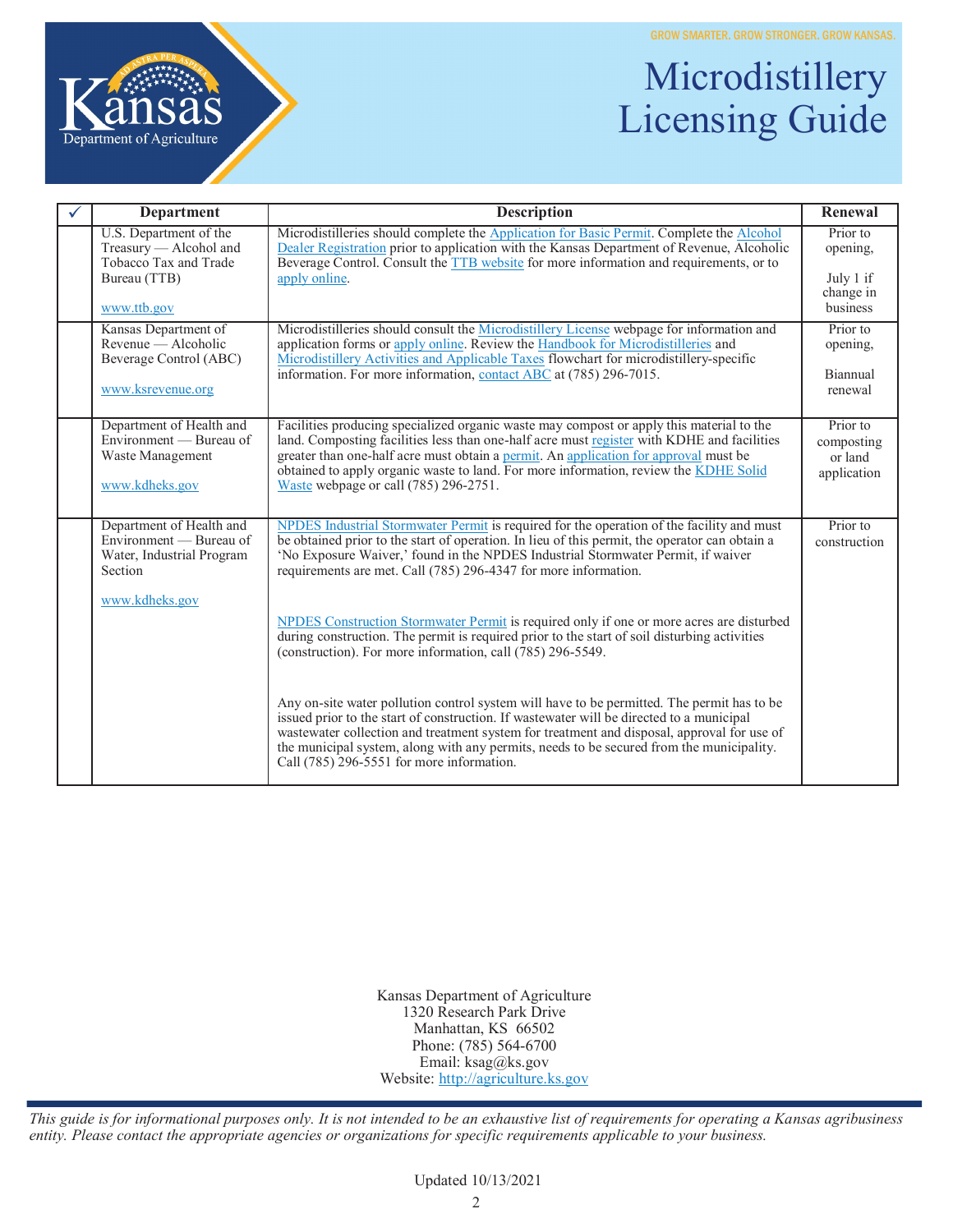# Microdistillery Licensing Guide

GROW SMARTER. GROW STRONGER. GROW KANSAS.

| ✓ | Department | Description | Renewal |
|---|---|---|---|
| | U.S. Department of the Treasury — Alcohol and Tobacco Tax and Trade Bureau (TTB)<br><br>www.ttb.gov | Microdistilleries should complete the Application for Basic Permit. Complete the Alcohol Dealer Registration prior to application with the Kansas Department of Revenue, Alcoholic Beverage Control. Consult the TTB website for more information and requirements, or to apply online. | Prior to opening,<br><br>July 1 if change in business |
| | Kansas Department of Revenue — Alcoholic Beverage Control (ABC)<br><br>www.ksrevenue.org | Microdistilleries should consult the Microdistillery License webpage for information and application forms or apply online. Review the Handbook for Microdistilleries and Microdistillery Activities and Applicable Taxes flowchart for microdistillery-specific information. For more information, contact ABC at (785) 296-7015. | Prior to opening,<br><br>Biannual renewal |
| | Department of Health and Environment — Bureau of Waste Management<br><br>www.kdheks.gov | Facilities producing specialized organic waste may compost or apply this material to the land. Composting facilities less than one-half acre must register with KDHE and facilities greater than one-half acre must obtain a permit. An application for approval must be obtained to apply organic waste to land. For more information, review the KDHE Solid Waste webpage or call (785) 296-2751. | Prior to composting or land application |
| | Department of Health and Environment — Bureau of Water, Industrial Program Section<br><br>www.kdheks.gov | NPDES Industrial Stormwater Permit is required for the operation of the facility and must be obtained prior to the start of operation. In lieu of this permit, the operator can obtain a 'No Exposure Waiver,' found in the NPDES Industrial Stormwater Permit, if waiver requirements are met. Call (785) 296-4347 for more information.<br><br>NPDES Construction Stormwater Permit is required only if one or more acres are disturbed during construction. The permit is required prior to the start of soil disturbing activities (construction). For more information, call (785) 296-5549.<br><br>Any on-site water pollution control system will have to be permitted. The permit has to be issued prior to the start of construction. If wastewater will be directed to a municipal wastewater collection and treatment system for treatment and disposal, approval for use of the municipal system, along with any permits, needs to be secured from the municipality. Call (785) 296-5551 for more information. | Prior to construction |

Kansas Department of Agriculture
1320 Research Park Drive
Manhattan, KS 66502
Phone: (785) 564-6700
Email: ksag@ks.gov
Website: http://agriculture.ks.gov

*This guide is for informational purposes only. It is not intended to be an exhaustive list of requirements for operating a Kansas agribusiness entity. Please contact the appropriate agencies or organizations for specific requirements applicable to your business.*

Updated 10/13/2021